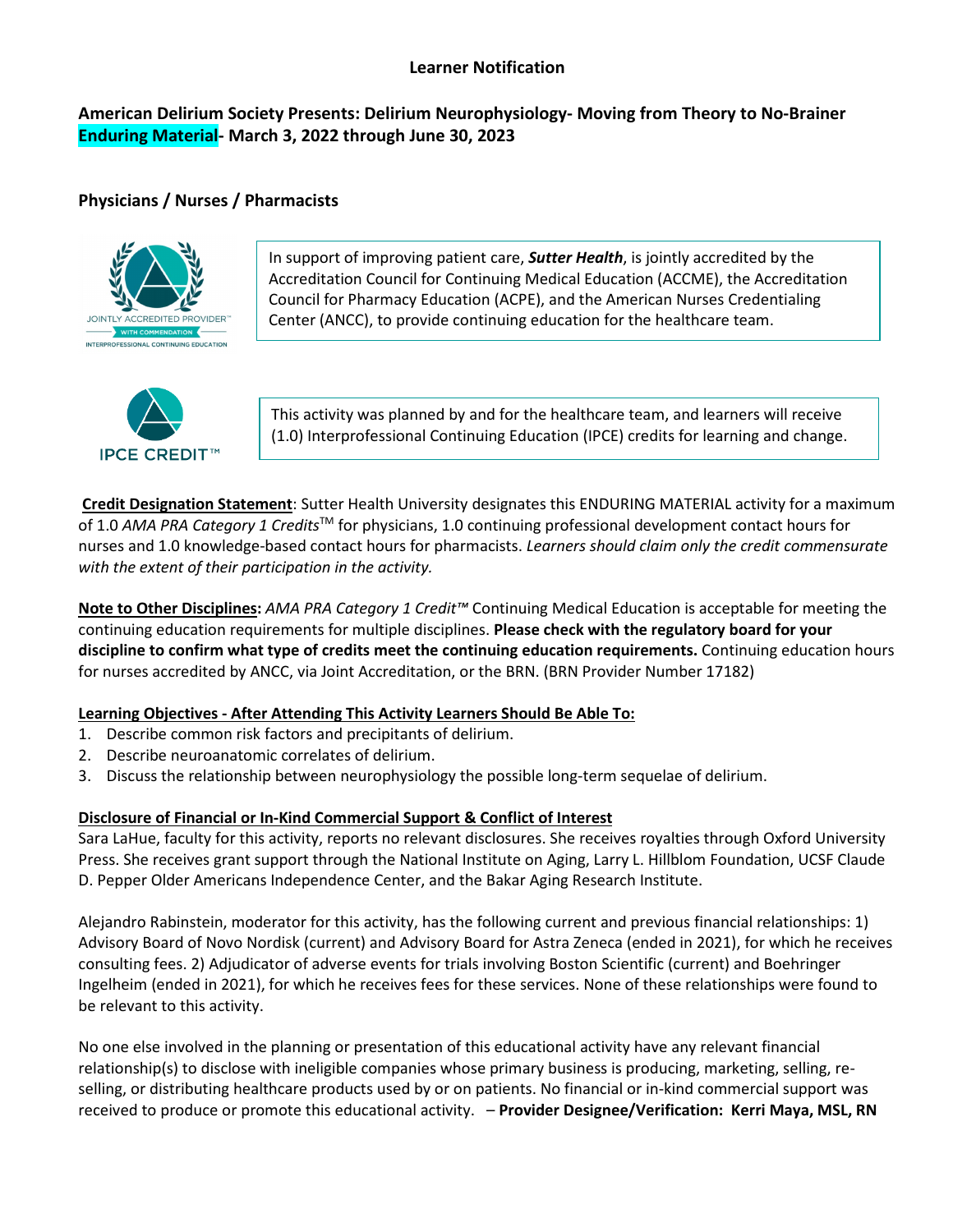# Learner Notification

## American Delirium Society Presents: Delirium Neurophysiology- Moving from Theory to No-Brainer Enduring Material- March 3, 2022 through June 30, 2023

### Physicians / Nurses / Pharmacists

JOINTLY ACCREDITED PROVIDER™ WITH COMMENDATION INTERPROFESSIONAL CONTINUING EDUCATION

In support of improving patient care, ***Sutter Health***, is jointly accredited by the Accreditation Council for Continuing Medical Education (ACCME), the Accreditation Council for Pharmacy Education (ACPE), and the American Nurses Credentialing Center (ANCC), to provide continuing education for the healthcare team.

IPCE CREDIT™

This activity was planned by and for the healthcare team, and learners will receive (1.0) Interprofessional Continuing Education (IPCE) credits for learning and change.

**Credit Designation Statement**: Sutter Health University designates this ENDURING MATERIAL activity for a maximum of 1.0 *AMA PRA Category 1 Credits*™ for physicians, 1.0 continuing professional development contact hours for nurses and 1.0 knowledge-based contact hours for pharmacists. *Learners should claim only the credit commensurate with the extent of their participation in the activity.*

**Note to Other Disciplines:** *AMA PRA Category 1 Credit™* Continuing Medical Education is acceptable for meeting the continuing education requirements for multiple disciplines. **Please check with the regulatory board for your discipline to confirm what type of credits meet the continuing education requirements.** Continuing education hours for nurses accredited by ANCC, via Joint Accreditation, or the BRN. (BRN Provider Number 17182)

**Learning Objectives - After Attending This Activity Learners Should Be Able To:**

1. Describe common risk factors and precipitants of delirium.
2. Describe neuroanatomic correlates of delirium.
3. Discuss the relationship between neurophysiology the possible long-term sequelae of delirium.

**Disclosure of Financial or In-Kind Commercial Support & Conflict of Interest**

Sara LaHue, faculty for this activity, reports no relevant disclosures. She receives royalties through Oxford University Press. She receives grant support through the National Institute on Aging, Larry L. Hillblom Foundation, UCSF Claude D. Pepper Older Americans Independence Center, and the Bakar Aging Research Institute.

Alejandro Rabinstein, moderator for this activity, has the following current and previous financial relationships: 1) Advisory Board of Novo Nordisk (current) and Advisory Board for Astra Zeneca (ended in 2021), for which he receives consulting fees. 2) Adjudicator of adverse events for trials involving Boston Scientific (current) and Boehringer Ingelheim (ended in 2021), for which he receives fees for these services. None of these relationships were found to be relevant to this activity.

No one else involved in the planning or presentation of this educational activity have any relevant financial relationship(s) to disclose with ineligible companies whose primary business is producing, marketing, selling, re-selling, or distributing healthcare products used by or on patients. No financial or in-kind commercial support was received to produce or promote this educational activity. – **Provider Designee/Verification: Kerri Maya, MSL, RN**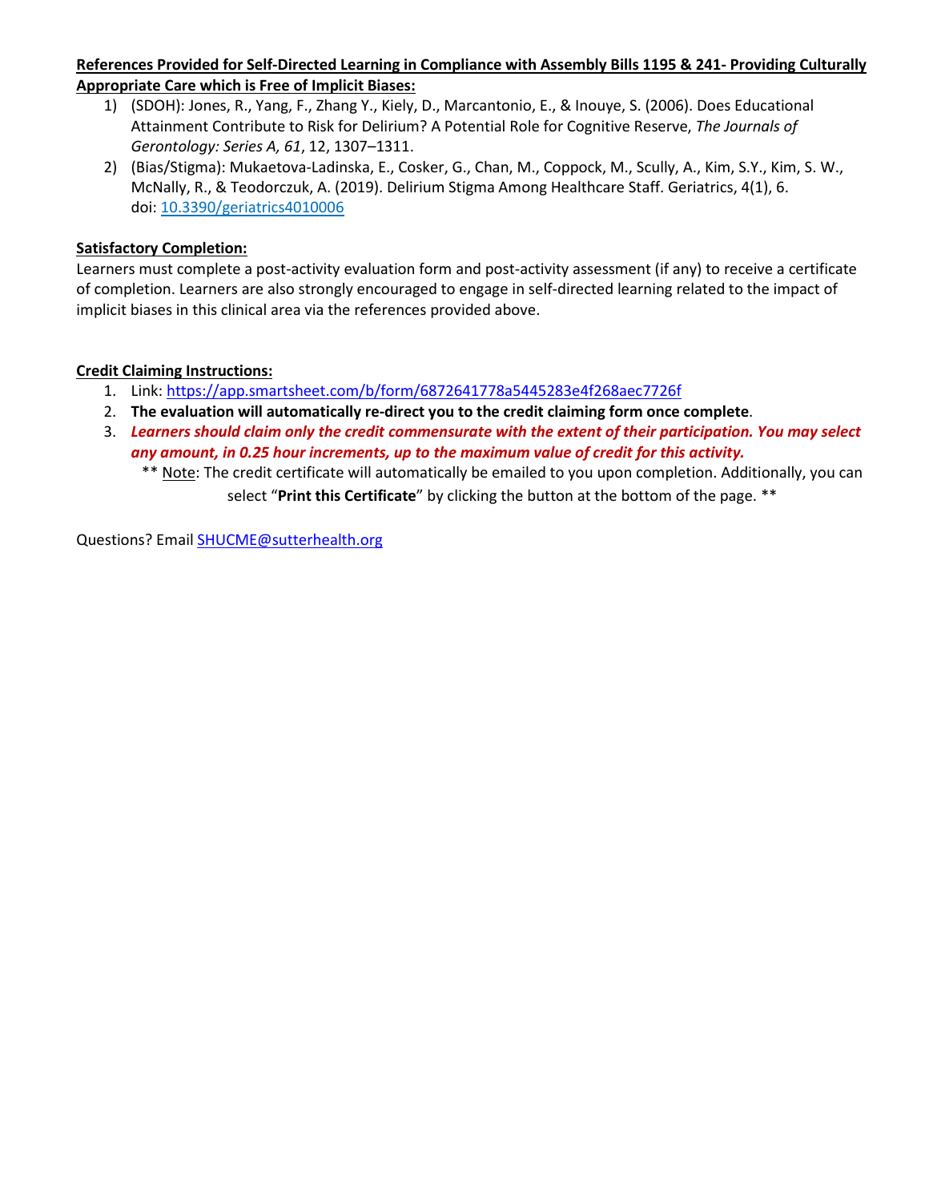**References Provided for Self-Directed Learning in Compliance with Assembly Bills 1195 & 241- Providing Culturally Appropriate Care which is Free of Implicit Biases:**

1) (SDOH): Jones, R., Yang, F., Zhang Y., Kiely, D., Marcantonio, E., & Inouye, S. (2006). Does Educational Attainment Contribute to Risk for Delirium? A Potential Role for Cognitive Reserve, *The Journals of Gerontology: Series A, 61*, 12, 1307–1311.
2) (Bias/Stigma): Mukaetova-Ladinska, E., Cosker, G., Chan, M., Coppock, M., Scully, A., Kim, S.Y., Kim, S. W., McNally, R., & Teodorczuk, A. (2019). Delirium Stigma Among Healthcare Staff. Geriatrics, 4(1), 6. doi: [10.3390/geriatrics4010006](10.3390/geriatrics4010006)

**Satisfactory Completion:**

Learners must complete a post-activity evaluation form and post-activity assessment (if any) to receive a certificate of completion. Learners are also strongly encouraged to engage in self-directed learning related to the impact of implicit biases in this clinical area via the references provided above.

**Credit Claiming Instructions:**

1. Link: https://app.smartsheet.com/b/form/6872641778a5445283e4f268aec7726f
2. **The evaluation will automatically re-direct you to the credit claiming form once complete**.
3. ***Learners should claim only the credit commensurate with the extent of their participation. You may select any amount, in 0.25 hour increments, up to the maximum value of credit for this activity.***

** Note: The credit certificate will automatically be emailed to you upon completion. Additionally, you can select "**Print this Certificate**" by clicking the button at the bottom of the page. **

Questions? Email SHUCME@sutterhealth.org